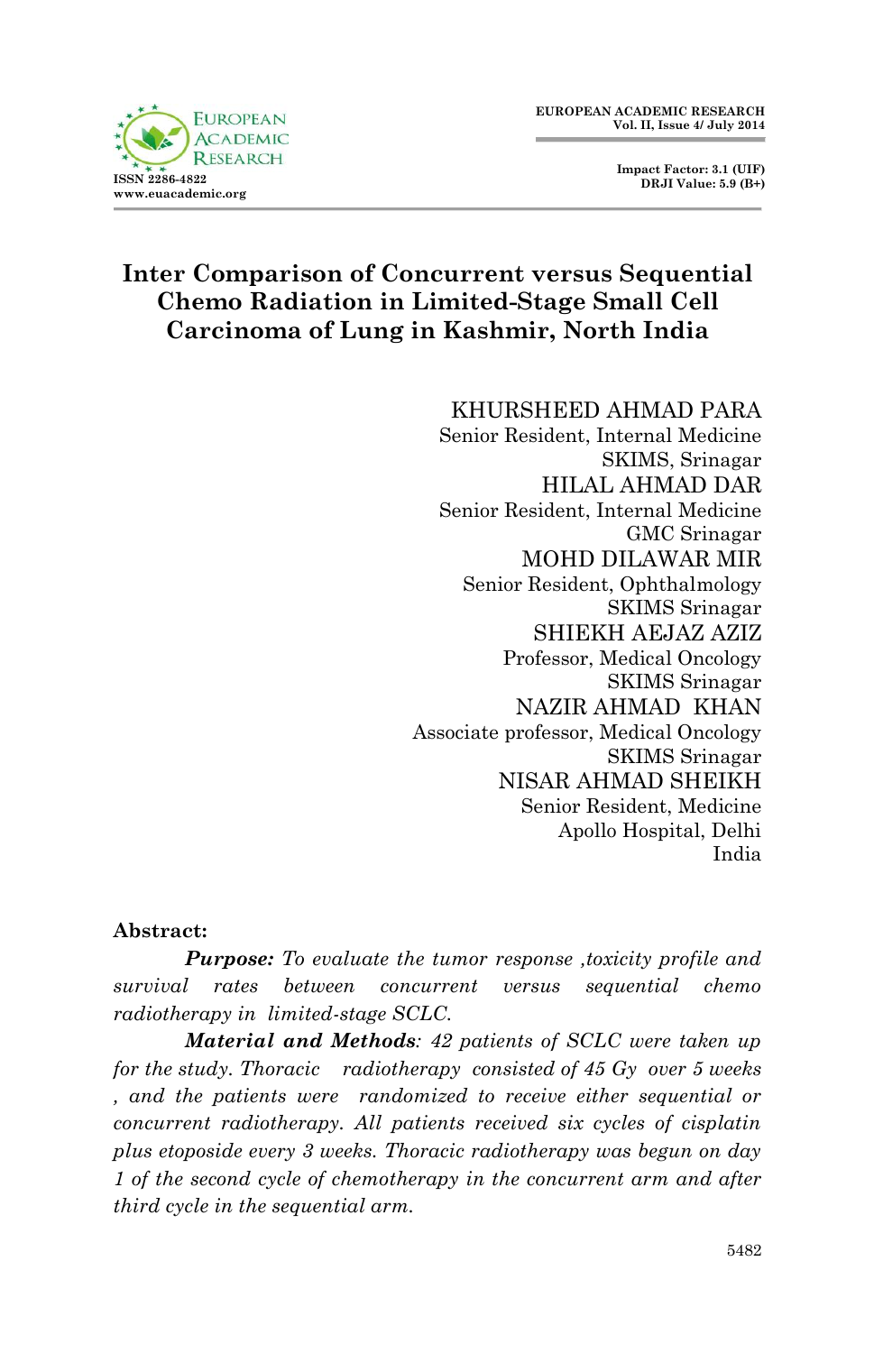# Inter Comparison of Concurrent versus Sequential Chemo Radiation in Limited-Stage Small Cell Carcinoma of Lung in Kashmir, North India

KHURSHEED AHMAD PARA
Senior Resident, Internal Medicine
SKIMS, Srinagar

HILAL AHMAD DAR
Senior Resident, Internal Medicine
GMC Srinagar

MOHD DILAWAR MIR
Senior Resident, Ophthalmology
SKIMS Srinagar

SHIEKH AEJAZ AZIZ
Professor, Medical Oncology
SKIMS Srinagar

NAZIR AHMAD KHAN
Associate professor, Medical Oncology
SKIMS Srinagar

NISAR AHMAD SHEIKH
Senior Resident, Medicine
Apollo Hospital, Delhi
India

**Abstract:**

***Purpose:*** *To evaluate the tumor response ,toxicity profile and survival rates between concurrent versus sequential chemo radiotherapy in limited-stage SCLC.*

***Material and Methods****: 42 patients of SCLC were taken up for the study. Thoracic radiotherapy consisted of 45 Gy over 5 weeks , and the patients were randomized to receive either sequential or concurrent radiotherapy. All patients received six cycles of cisplatin plus etoposide every 3 weeks. Thoracic radiotherapy was begun on day 1 of the second cycle of chemotherapy in the concurrent arm and after third cycle in the sequential arm.*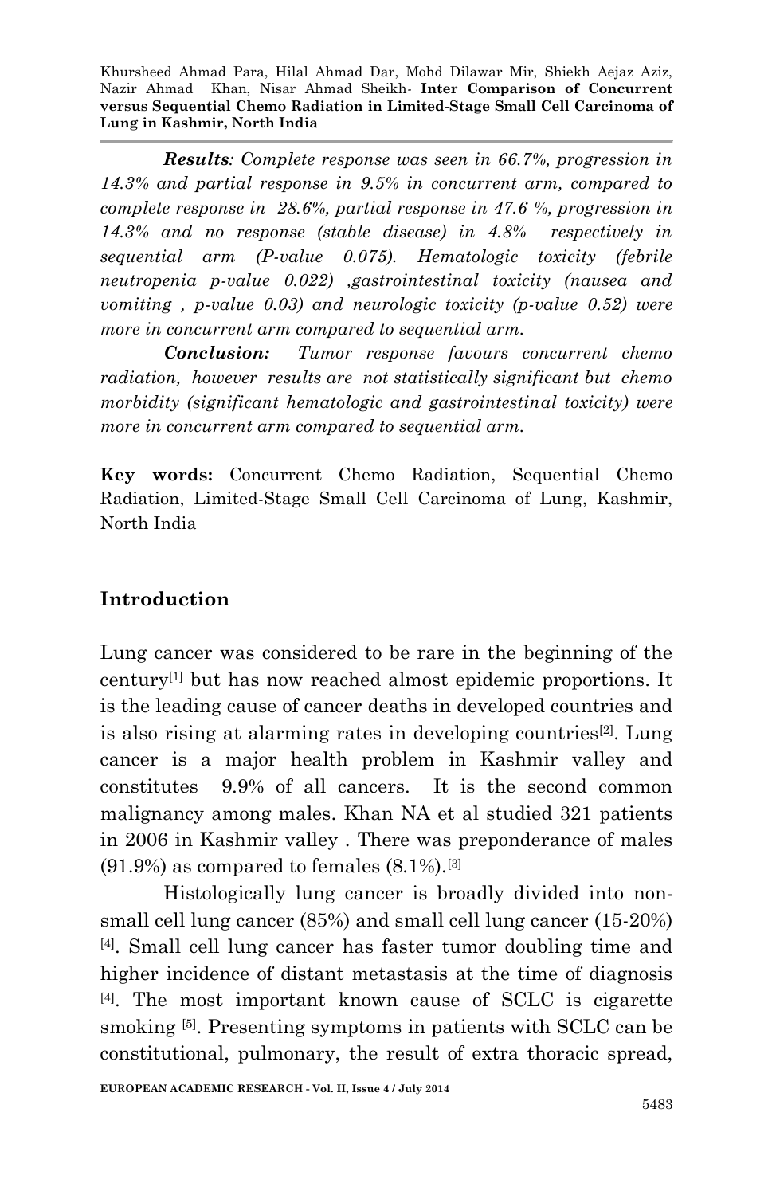***Results**: Complete response was seen in 66.7%, progression in 14.3% and partial response in 9.5% in concurrent arm, compared to complete response in 28.6%, partial response in 47.6 %, progression in 14.3% and no response (stable disease) in 4.8% respectively in sequential arm (P-value 0.075). Hematologic toxicity (febrile neutropenia p-value 0.022) ,gastrointestinal toxicity (nausea and vomiting , p-value 0.03) and neurologic toxicity (p-value 0.52) were more in concurrent arm compared to sequential arm.*

***Conclusion:** Tumor response favours concurrent chemo radiation, however results are not statistically significant but chemo morbidity (significant hematologic and gastrointestinal toxicity) were more in concurrent arm compared to sequential arm.*

**Key words:** Concurrent Chemo Radiation, Sequential Chemo Radiation, Limited-Stage Small Cell Carcinoma of Lung, Kashmir, North India

## Introduction

Lung cancer was considered to be rare in the beginning of the century[1] but has now reached almost epidemic proportions. It is the leading cause of cancer deaths in developed countries and is also rising at alarming rates in developing countries[2]. Lung cancer is a major health problem in Kashmir valley and constitutes 9.9% of all cancers. It is the second common malignancy among males. Khan NA et al studied 321 patients in 2006 in Kashmir valley . There was preponderance of males (91.9%) as compared to females (8.1%).[3]

Histologically lung cancer is broadly divided into non-small cell lung cancer (85%) and small cell lung cancer (15-20%) [4]. Small cell lung cancer has faster tumor doubling time and higher incidence of distant metastasis at the time of diagnosis [4]. The most important known cause of SCLC is cigarette smoking [5]. Presenting symptoms in patients with SCLC can be constitutional, pulmonary, the result of extra thoracic spread,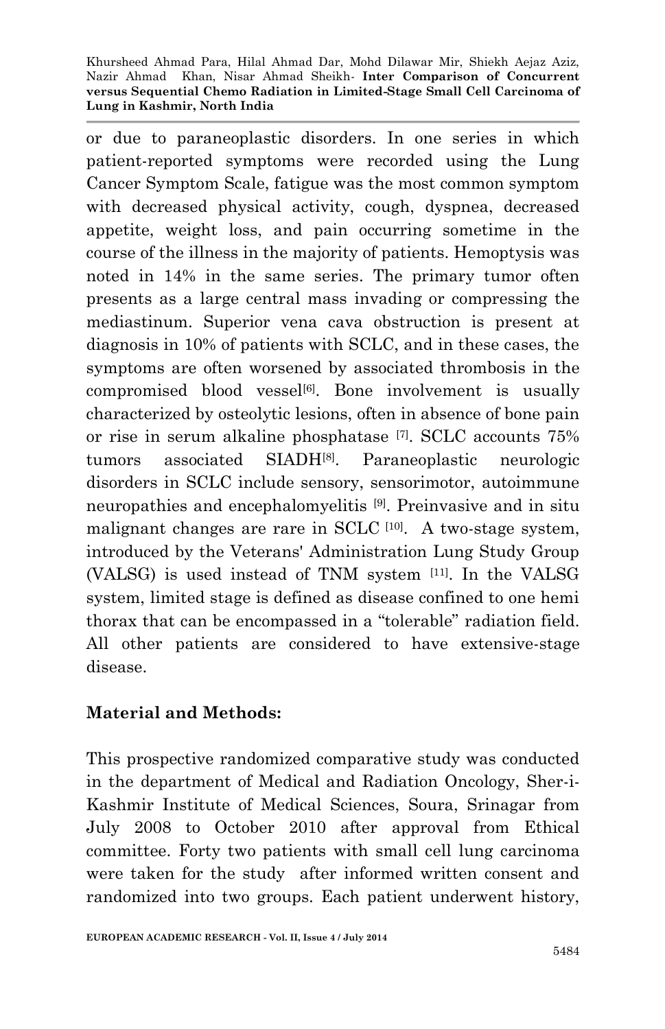or due to paraneoplastic disorders. In one series in which patient-reported symptoms were recorded using the Lung Cancer Symptom Scale, fatigue was the most common symptom with decreased physical activity, cough, dyspnea, decreased appetite, weight loss, and pain occurring sometime in the course of the illness in the majority of patients. Hemoptysis was noted in 14% in the same series. The primary tumor often presents as a large central mass invading or compressing the mediastinum. Superior vena cava obstruction is present at diagnosis in 10% of patients with SCLC, and in these cases, the symptoms are often worsened by associated thrombosis in the compromised blood vessel[6]. Bone involvement is usually characterized by osteolytic lesions, often in absence of bone pain or rise in serum alkaline phosphatase [7]. SCLC accounts 75% tumors associated SIADH[8]. Paraneoplastic neurologic disorders in SCLC include sensory, sensorimotor, autoimmune neuropathies and encephalomyelitis [9]. Preinvasive and in situ malignant changes are rare in SCLC [10]. A two-stage system, introduced by the Veterans' Administration Lung Study Group (VALSG) is used instead of TNM system [11]. In the VALSG system, limited stage is defined as disease confined to one hemi thorax that can be encompassed in a "tolerable" radiation field. All other patients are considered to have extensive-stage disease.

## Material and Methods:

This prospective randomized comparative study was conducted in the department of Medical and Radiation Oncology, Sher-i-Kashmir Institute of Medical Sciences, Soura, Srinagar from July 2008 to October 2010 after approval from Ethical committee. Forty two patients with small cell lung carcinoma were taken for the study after informed written consent and randomized into two groups. Each patient underwent history,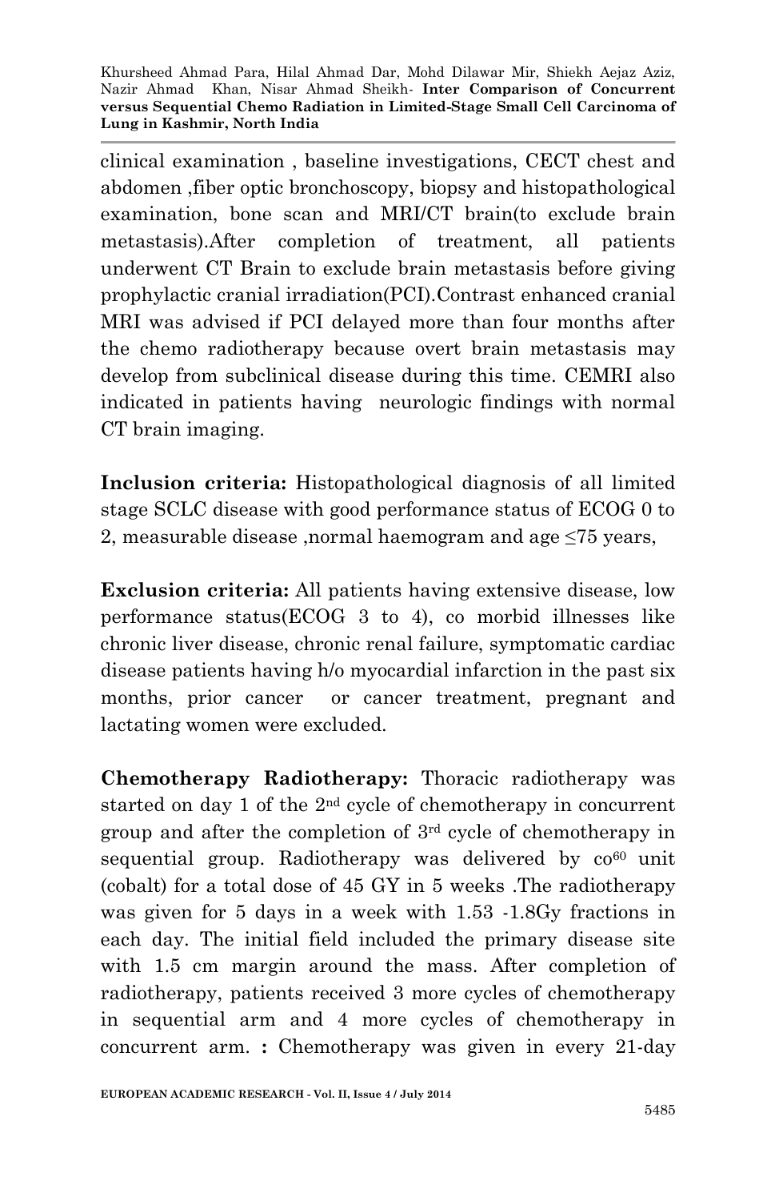clinical examination , baseline investigations, CECT chest and abdomen ,fiber optic bronchoscopy, biopsy and histopathological examination, bone scan and MRI/CT brain(to exclude brain metastasis).After completion of treatment, all patients underwent CT Brain to exclude brain metastasis before giving prophylactic cranial irradiation(PCI).Contrast enhanced cranial MRI was advised if PCI delayed more than four months after the chemo radiotherapy because overt brain metastasis may develop from subclinical disease during this time. CEMRI also indicated in patients having neurologic findings with normal CT brain imaging.

**Inclusion criteria:** Histopathological diagnosis of all limited stage SCLC disease with good performance status of ECOG 0 to 2, measurable disease ,normal haemogram and age ≤75 years,

**Exclusion criteria:** All patients having extensive disease, low performance status(ECOG 3 to 4), co morbid illnesses like chronic liver disease, chronic renal failure, symptomatic cardiac disease patients having h/o myocardial infarction in the past six months, prior cancer or cancer treatment, pregnant and lactating women were excluded.

**Chemotherapy Radiotherapy:** Thoracic radiotherapy was started on day 1 of the 2nd cycle of chemotherapy in concurrent group and after the completion of 3rd cycle of chemotherapy in sequential group. Radiotherapy was delivered by $co^{60}$ unit (cobalt) for a total dose of 45 GY in 5 weeks .The radiotherapy was given for 5 days in a week with 1.53 -1.8Gy fractions in each day. The initial field included the primary disease site with 1.5 cm margin around the mass. After completion of radiotherapy, patients received 3 more cycles of chemotherapy in sequential arm and 4 more cycles of chemotherapy in concurrent arm. **:** Chemotherapy was given in every 21-day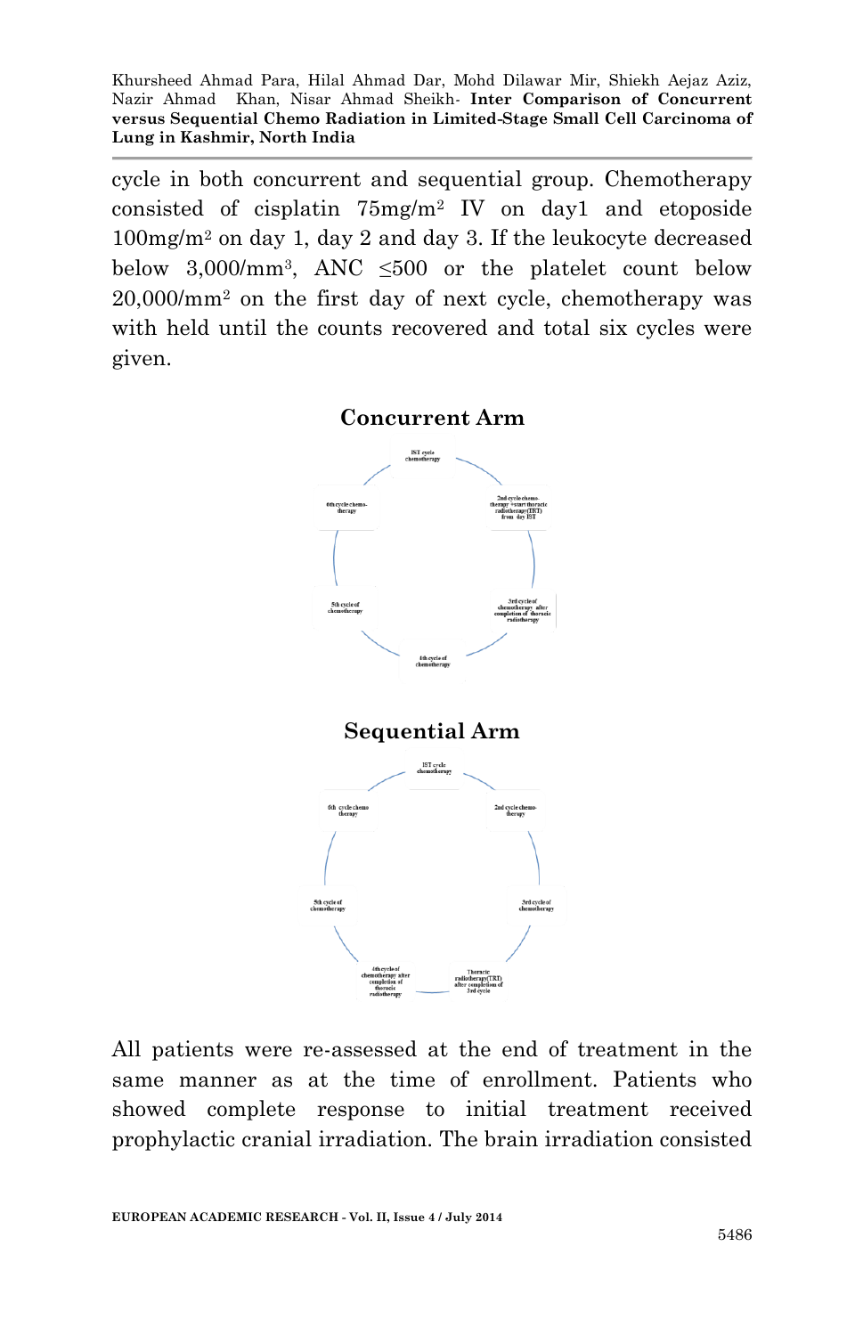cycle in both concurrent and sequential group. Chemotherapy consisted of cisplatin 75mg/m$^2$ IV on day1 and etoposide 100mg/m$^2$ on day 1, day 2 and day 3. If the leukocyte decreased below 3,000/mm$^3$, ANC ≤500 or the platelet count below 20,000/mm$^2$ on the first day of next cycle, chemotherapy was with held until the counts recovered and total six cycles were given.

**Concurrent Arm**

IST cycle chemotherapy → 2nd cycle chemo-therapy +start thoracic radiotherapy(TRT) from day IST → 3rd cycle of chemotherapy after completion of thoracic radiotherapy → 4th cycle of chemotherapy → 5th cycle of chemotherapy → 6th cycle chemo-therapy

**Sequential Arm**

IST cycle chemotherapy → 2nd cycle chemo-therapy → 3rd cycle of chemotherapy → Thoracic radiotherapy(TRT) after completion of 3rd cycle → 4th cycle of chemotherapy after completion of thoracic radiotherapy → 5th cycle of chemotherapy → 6th cycle chemo therapy

All patients were re-assessed at the end of treatment in the same manner as at the time of enrollment. Patients who showed complete response to initial treatment received prophylactic cranial irradiation. The brain irradiation consisted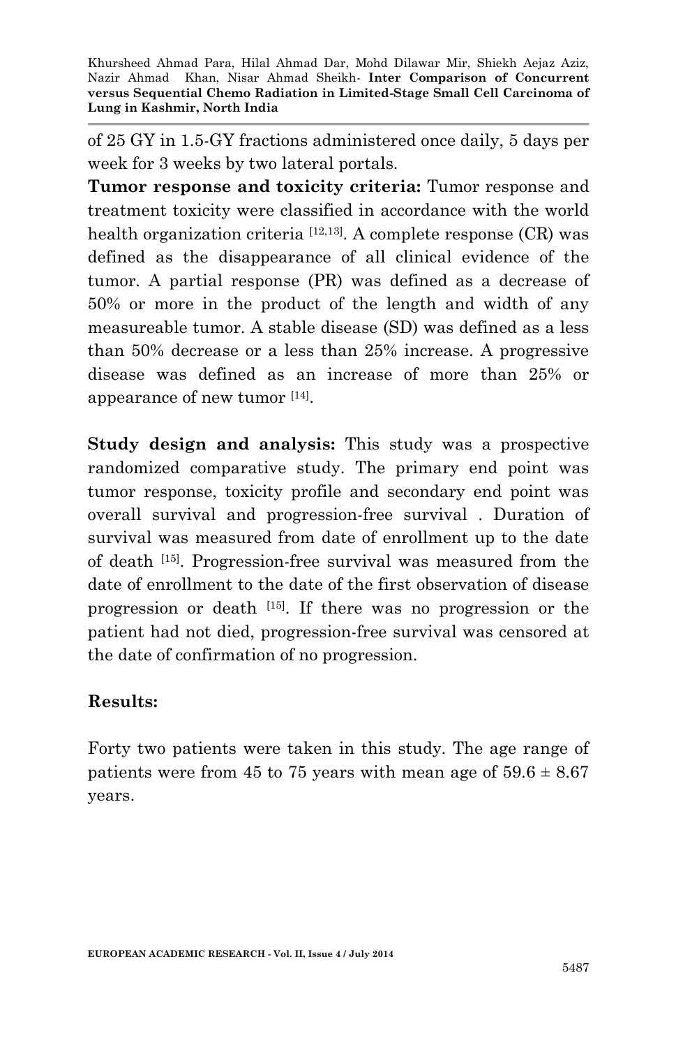of 25 GY in 1.5-GY fractions administered once daily, 5 days per week for 3 weeks by two lateral portals.

**Tumor response and toxicity criteria:** Tumor response and treatment toxicity were classified in accordance with the world health organization criteria [12,13]. A complete response (CR) was defined as the disappearance of all clinical evidence of the tumor. A partial response (PR) was defined as a decrease of 50% or more in the product of the length and width of any measureable tumor. A stable disease (SD) was defined as a less than 50% decrease or a less than 25% increase. A progressive disease was defined as an increase of more than 25% or appearance of new tumor [14].

**Study design and analysis:** This study was a prospective randomized comparative study. The primary end point was tumor response, toxicity profile and secondary end point was overall survival and progression-free survival . Duration of survival was measured from date of enrollment up to the date of death [15]. Progression-free survival was measured from the date of enrollment to the date of the first observation of disease progression or death [15]. If there was no progression or the patient had not died, progression-free survival was censored at the date of confirmation of no progression.

## Results:

Forty two patients were taken in this study. The age range of patients were from 45 to 75 years with mean age of $59.6 \pm 8.67$ years.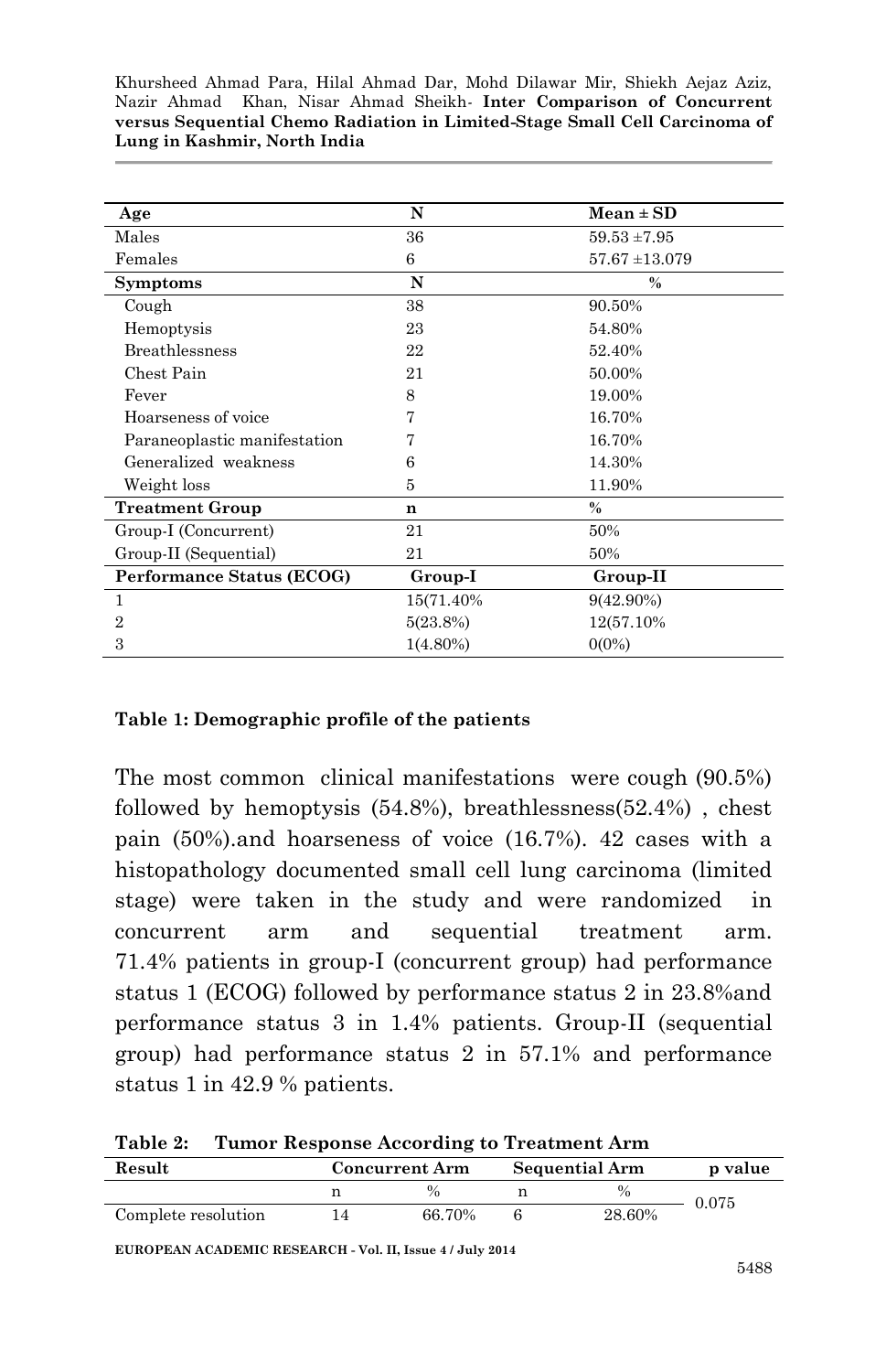| Age | N | Mean ± SD |
|---|---|---|
| Males | 36 | 59.53 ±7.95 |
| Females | 6 | 57.67 ±13.079 |
| **Symptoms** | **N** | **%** |
| Cough | 38 | 90.50% |
| Hemoptysis | 23 | 54.80% |
| Breathlessness | 22 | 52.40% |
| Chest Pain | 21 | 50.00% |
| Fever | 8 | 19.00% |
| Hoarseness of voice | 7 | 16.70% |
| Paraneoplastic manifestation | 7 | 16.70% |
| Generalized weakness | 6 | 14.30% |
| Weight loss | 5 | 11.90% |
| **Treatment Group** | **n** | **%** |
| Group-I (Concurrent) | 21 | 50% |
| Group-II (Sequential) | 21 | 50% |
| **Performance Status (ECOG)** | **Group-I** | **Group-II** |
| 1 | 15(71.40% | 9(42.90%) |
| 2 | 5(23.8%) | 12(57.10% |
| 3 | 1(4.80%) | 0(0%) |

**Table 1: Demographic profile of the patients**

The most common clinical manifestations were cough (90.5%) followed by hemoptysis (54.8%), breathlessness(52.4%) , chest pain (50%).and hoarseness of voice (16.7%). 42 cases with a histopathology documented small cell lung carcinoma (limited stage) were taken in the study and were randomized in concurrent arm and sequential treatment arm. 71.4% patients in group-I (concurrent group) had performance status 1 (ECOG) followed by performance status 2 in 23.8%and performance status 3 in 1.4% patients. Group-II (sequential group) had performance status 2 in 57.1% and performance status 1 in 42.9 % patients.

**Table 2: Tumor Response According to Treatment Arm**

| Result | Concurrent Arm | | Sequential Arm | | p value |
|---|---|---|---|---|---|
| | n | % | n | % | 0.075 |
| Complete resolution | 14 | 66.70% | 6 | 28.60% | |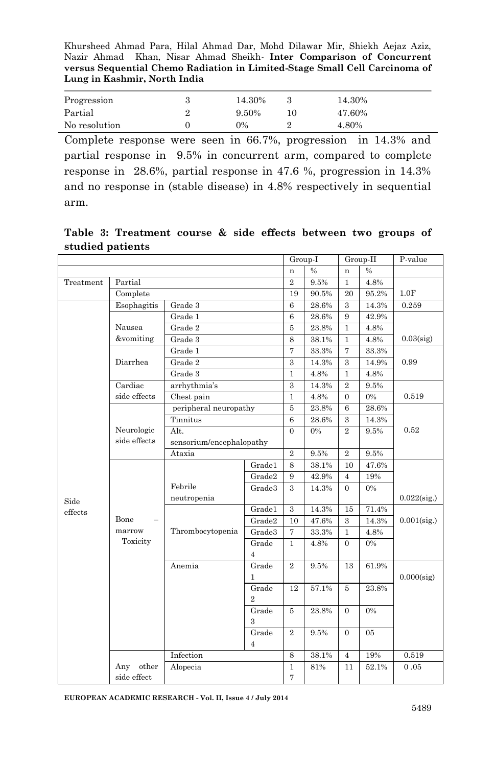| | | | | |
|---|---|---|---|---|
| Progression | 3 | 14.30% | 3 | 14.30% |
| Partial | 2 | 9.50% | 10 | 47.60% |
| No resolution | 0 | 0% | 2 | 4.80% |

Complete response were seen in 66.7%, progression in 14.3% and partial response in 9.5% in concurrent arm, compared to complete response in 28.6%, partial response in 47.6 %, progression in 14.3% and no response in (stable disease) in 4.8% respectively in sequential arm.

**Table 3: Treatment course & side effects between two groups of studied patients**

| | | | | Group-I | | Group-II | | P-value |
|---|---|---|---|---|---|---|---|---|
| | | | | n | % | n | % | |
| Treatment | Partial | | | 2 | 9.5% | 1 | 4.8% | |
| | Complete | | | 19 | 90.5% | 20 | 95.2% | 1.0F |
| Side effects | Esophagitis | Grade 3 | | 6 | 28.6% | 3 | 14.3% | 0.259 |
| | Nausea &vomiting | Grade 1 | | 6 | 28.6% | 9 | 42.9% | |
| | | Grade 2 | | 5 | 23.8% | 1 | 4.8% | |
| | | Grade 3 | | 8 | 38.1% | 1 | 4.8% | 0.03(sig) |
| | Diarrhea | Grade 1 | | 7 | 33.3% | 7 | 33.3% | |
| | | Grade 2 | | 3 | 14.3% | 3 | 14.9% | 0.99 |
| | | Grade 3 | | 1 | 4.8% | 1 | 4.8% | |
| | Cardiac side effects | arrhythmia's | | 3 | 14.3% | 2 | 9.5% | |
| | | Chest pain | | 1 | 4.8% | 0 | 0% | 0.519 |
| | Neurologic side effects | peripheral neuropathy | | 5 | 23.8% | 6 | 28.6% | |
| | | Tinnitus | | 6 | 28.6% | 3 | 14.3% | |
| | | Alt. sensorium/encephalopathy | | 0 | 0% | 2 | 9.5% | 0.52 |
| | | Ataxia | | 2 | 9.5% | 2 | 9.5% | |
| | Bone – marrow Toxicity | Febrile neutropenia | Grade1 | 8 | 38.1% | 10 | 47.6% | |
| | | | Grade2 | 9 | 42.9% | 4 | 19% | |
| | | | Grade3 | 3 | 14.3% | 0 | 0% | 0.022(sig.) |
| | | Thrombocytopenia | Grade1 | 3 | 14.3% | 15 | 71.4% | 0.001(sig.) |
| | | | Grade2 | 10 | 47.6% | 3 | 14.3% | |
| | | | Grade3 | 7 | 33.3% | 1 | 4.8% | |
| | | | Grade 4 | 1 | 4.8% | 0 | 0% | |
| | | Anemia | Grade 1 | 2 | 9.5% | 13 | 61.9% | 0.000(sig) |
| | | | Grade 2 | 12 | 57.1% | 5 | 23.8% | |
| | | | Grade 3 | 5 | 23.8% | 0 | 0% | |
| | | | Grade 4 | 2 | 9.5% | 0 | 05 | |
| | Any other side effect | Infection | | 8 | 38.1% | 4 | 19% | 0.519 |
| | | Alopecia | | 17 | 81% | 11 | 52.1% | 0 .05 |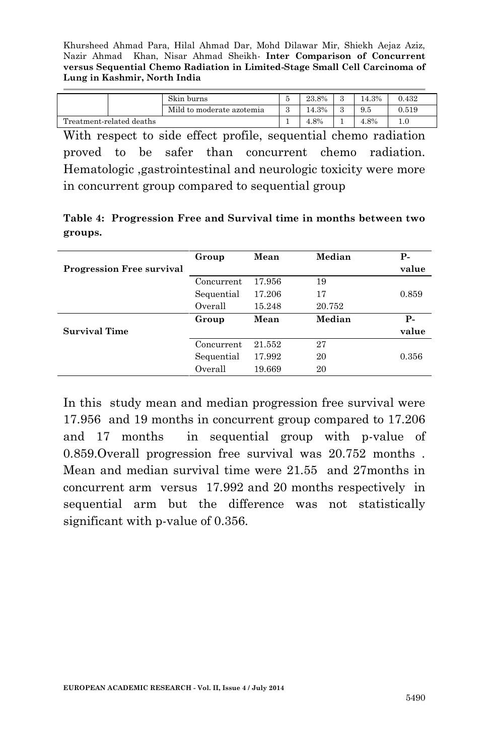| | | | | | | |
|---|---|---|---|---|---|---|
| | Skin burns | 5 | 23.8% | 3 | 14.3% | 0.432 |
| | Mild to moderate azotemia | 3 | 14.3% | 3 | 9.5 | 0.519 |
| Treatment-related deaths | | 1 | 4.8% | 1 | 4.8% | 1.0 |

With respect to side effect profile, sequential chemo radiation proved to be safer than concurrent chemo radiation. Hematologic ,gastrointestinal and neurologic toxicity were more in concurrent group compared to sequential group

**Table 4: Progression Free and Survival time in months between two groups.**

| Progression Free survival | Group | Mean | Median | P-value |
|---|---|---|---|---|
| | Concurrent | 17.956 | 19 | |
| | Sequential | 17.206 | 17 | 0.859 |
| | Overall | 15.248 | 20.752 | |
| **Survival Time** | **Group** | **Mean** | **Median** | **P-value** |
| | Concurrent | 21.552 | 27 | |
| | Sequential | 17.992 | 20 | 0.356 |
| | Overall | 19.669 | 20 | |

In this study mean and median progression free survival were 17.956 and 19 months in concurrent group compared to 17.206 and 17 months in sequential group with p-value of 0.859.Overall progression free survival was 20.752 months . Mean and median survival time were 21.55 and 27months in concurrent arm versus 17.992 and 20 months respectively in sequential arm but the difference was not statistically significant with p-value of 0.356.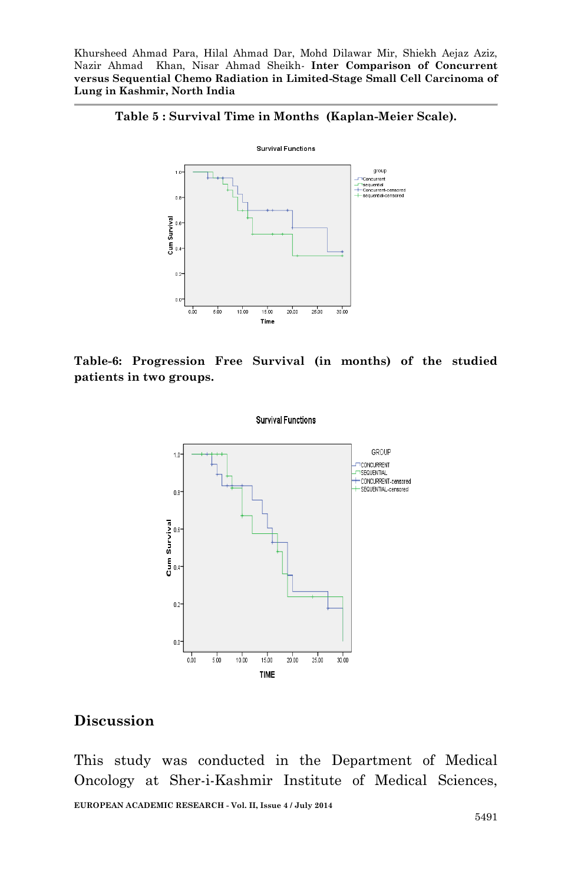**Table 5 : Survival Time in Months (Kaplan-Meier Scale).**

**Table-6: Progression Free Survival (in months) of the studied patients in two groups.**

## Discussion

This study was conducted in the Department of Medical Oncology at Sher-i-Kashmir Institute of Medical Sciences,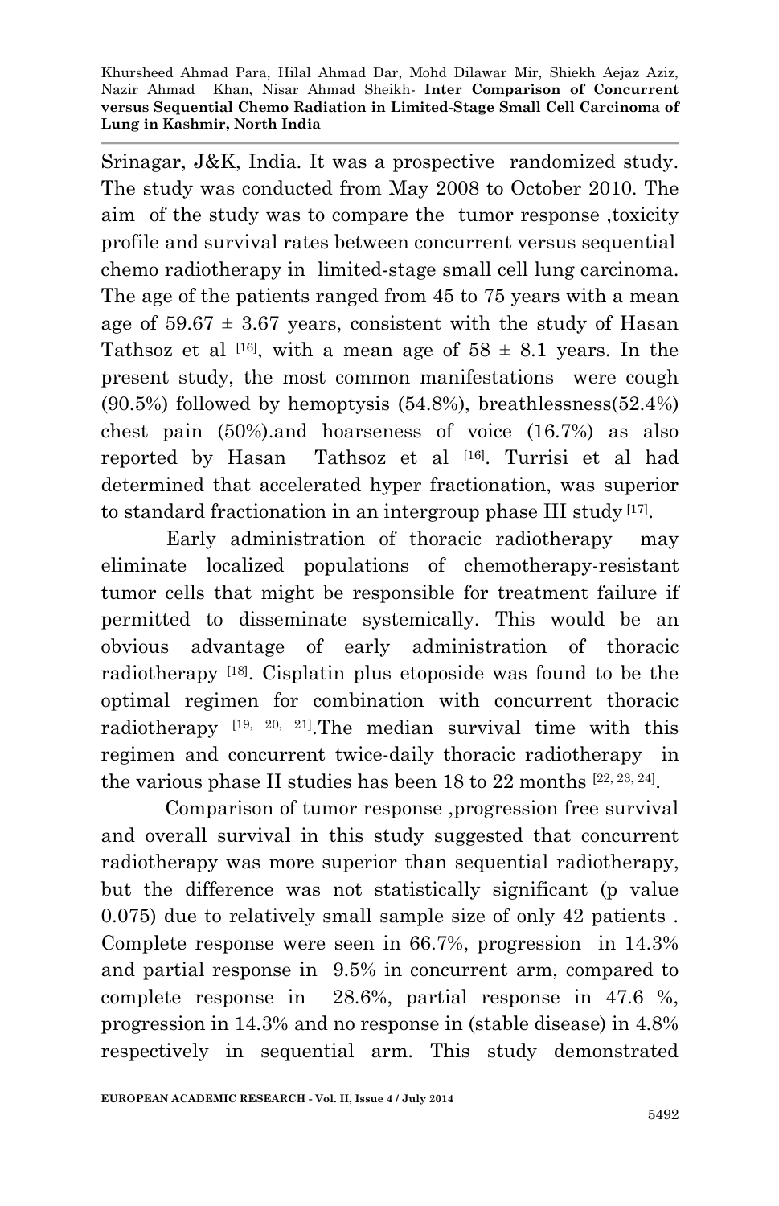Srinagar, J&K, India. It was a prospective randomized study. The study was conducted from May 2008 to October 2010. The aim of the study was to compare the tumor response ,toxicity profile and survival rates between concurrent versus sequential chemo radiotherapy in limited-stage small cell lung carcinoma. The age of the patients ranged from 45 to 75 years with a mean age of 59.67 ± 3.67 years, consistent with the study of Hasan Tathsoz et al [16], with a mean age of 58 ± 8.1 years. In the present study, the most common manifestations were cough (90.5%) followed by hemoptysis (54.8%), breathlessness(52.4%) chest pain (50%).and hoarseness of voice (16.7%) as also reported by Hasan Tathsoz et al [16]. Turrisi et al had determined that accelerated hyper fractionation, was superior to standard fractionation in an intergroup phase III study [17].

Early administration of thoracic radiotherapy may eliminate localized populations of chemotherapy-resistant tumor cells that might be responsible for treatment failure if permitted to disseminate systemically. This would be an obvious advantage of early administration of thoracic radiotherapy [18]. Cisplatin plus etoposide was found to be the optimal regimen for combination with concurrent thoracic radiotherapy [19, 20, 21].The median survival time with this regimen and concurrent twice-daily thoracic radiotherapy in the various phase II studies has been 18 to 22 months [22, 23, 24].

Comparison of tumor response ,progression free survival and overall survival in this study suggested that concurrent radiotherapy was more superior than sequential radiotherapy, but the difference was not statistically significant (p value 0.075) due to relatively small sample size of only 42 patients . Complete response were seen in 66.7%, progression in 14.3% and partial response in 9.5% in concurrent arm, compared to complete response in 28.6%, partial response in 47.6 %, progression in 14.3% and no response in (stable disease) in 4.8% respectively in sequential arm. This study demonstrated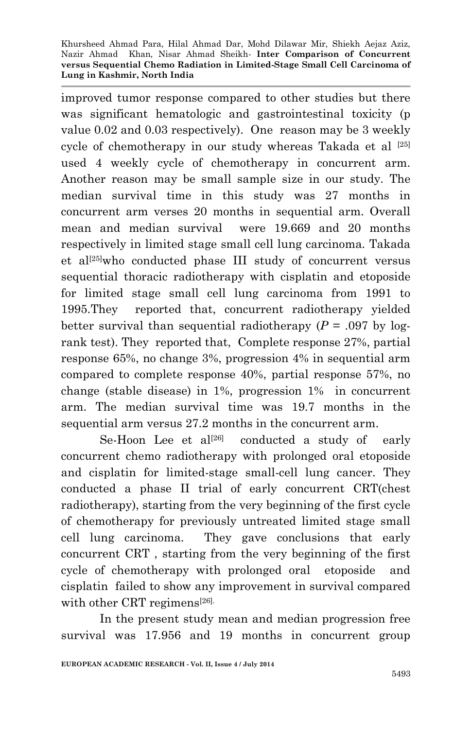improved tumor response compared to other studies but there was significant hematologic and gastrointestinal toxicity (p value 0.02 and 0.03 respectively). One reason may be 3 weekly cycle of chemotherapy in our study whereas Takada et al [25] used 4 weekly cycle of chemotherapy in concurrent arm. Another reason may be small sample size in our study. The median survival time in this study was 27 months in concurrent arm verses 20 months in sequential arm. Overall mean and median survival were 19.669 and 20 months respectively in limited stage small cell lung carcinoma. Takada et al[25]who conducted phase III study of concurrent versus sequential thoracic radiotherapy with cisplatin and etoposide for limited stage small cell lung carcinoma from 1991 to 1995.They reported that, concurrent radiotherapy yielded better survival than sequential radiotherapy (*P* = .097 by log-rank test). They reported that, Complete response 27%, partial response 65%, no change 3%, progression 4% in sequential arm compared to complete response 40%, partial response 57%, no change (stable disease) in 1%, progression 1% in concurrent arm. The median survival time was 19.7 months in the sequential arm versus 27.2 months in the concurrent arm.

Se-Hoon Lee et al[26] conducted a study of early concurrent chemo radiotherapy with prolonged oral etoposide and cisplatin for limited-stage small-cell lung cancer. They conducted a phase II trial of early concurrent CRT(chest radiotherapy), starting from the very beginning of the first cycle of chemotherapy for previously untreated limited stage small cell lung carcinoma. They gave conclusions that early concurrent CRT , starting from the very beginning of the first cycle of chemotherapy with prolonged oral etoposide and cisplatin failed to show any improvement in survival compared with other CRT regimens[26].

In the present study mean and median progression free survival was 17.956 and 19 months in concurrent group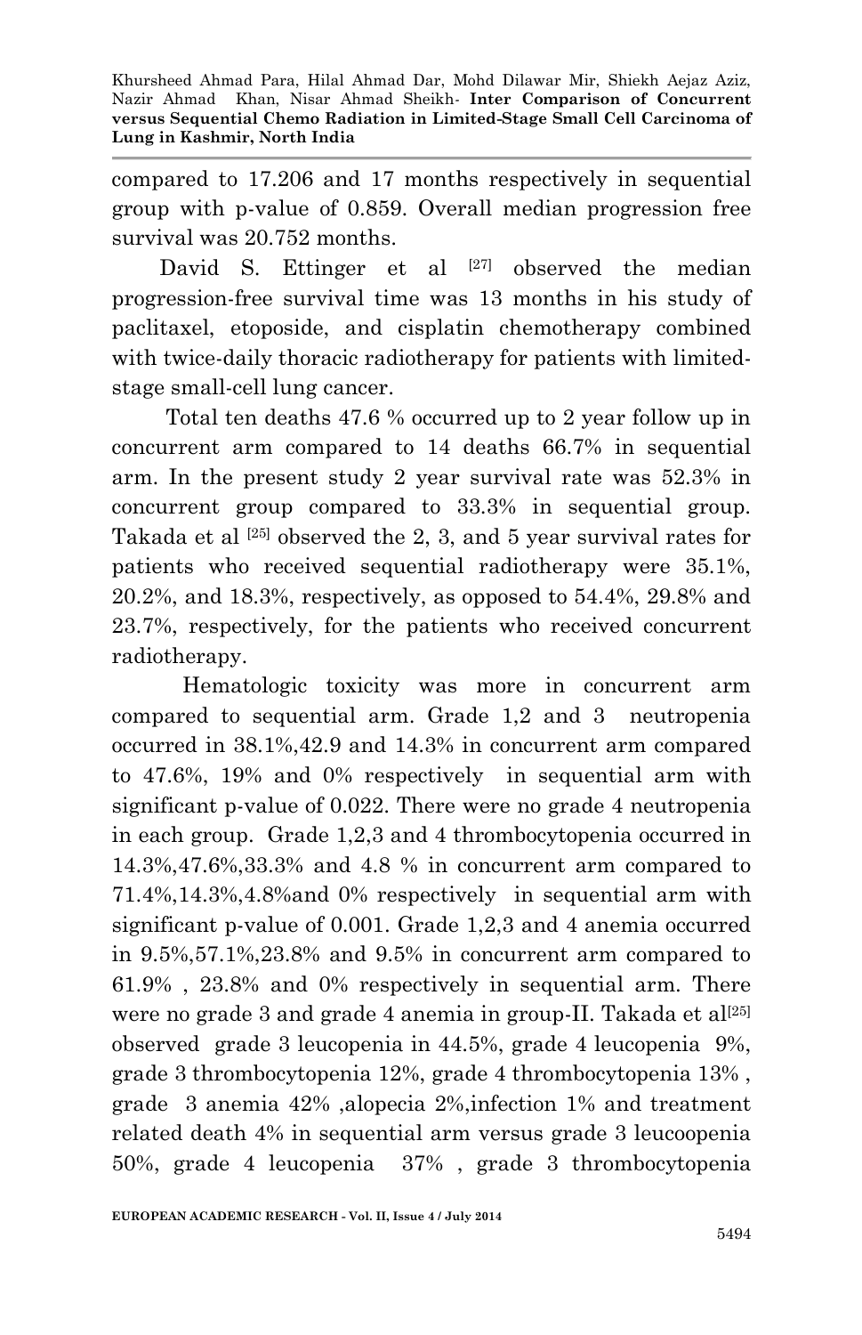compared to 17.206 and 17 months respectively in sequential group with p-value of 0.859. Overall median progression free survival was 20.752 months.

David S. Ettinger et al [27] observed the median progression-free survival time was 13 months in his study of paclitaxel, etoposide, and cisplatin chemotherapy combined with twice-daily thoracic radiotherapy for patients with limited-stage small-cell lung cancer.

Total ten deaths 47.6 % occurred up to 2 year follow up in concurrent arm compared to 14 deaths 66.7% in sequential arm. In the present study 2 year survival rate was 52.3% in concurrent group compared to 33.3% in sequential group. Takada et al [25] observed the 2, 3, and 5 year survival rates for patients who received sequential radiotherapy were 35.1%, 20.2%, and 18.3%, respectively, as opposed to 54.4%, 29.8% and 23.7%, respectively, for the patients who received concurrent radiotherapy.

Hematologic toxicity was more in concurrent arm compared to sequential arm. Grade 1,2 and 3 neutropenia occurred in 38.1%,42.9 and 14.3% in concurrent arm compared to 47.6%, 19% and 0% respectively in sequential arm with significant p-value of 0.022. There were no grade 4 neutropenia in each group. Grade 1,2,3 and 4 thrombocytopenia occurred in 14.3%,47.6%,33.3% and 4.8 % in concurrent arm compared to 71.4%,14.3%,4.8%and 0% respectively in sequential arm with significant p-value of 0.001. Grade 1,2,3 and 4 anemia occurred in 9.5%,57.1%,23.8% and 9.5% in concurrent arm compared to 61.9% , 23.8% and 0% respectively in sequential arm. There were no grade 3 and grade 4 anemia in group-II. Takada et al[25] observed grade 3 leucopenia in 44.5%, grade 4 leucopenia 9%, grade 3 thrombocytopenia 12%, grade 4 thrombocytopenia 13% , grade 3 anemia 42% ,alopecia 2%,infection 1% and treatment related death 4% in sequential arm versus grade 3 leucoopenia 50%, grade 4 leucopenia 37% , grade 3 thrombocytopenia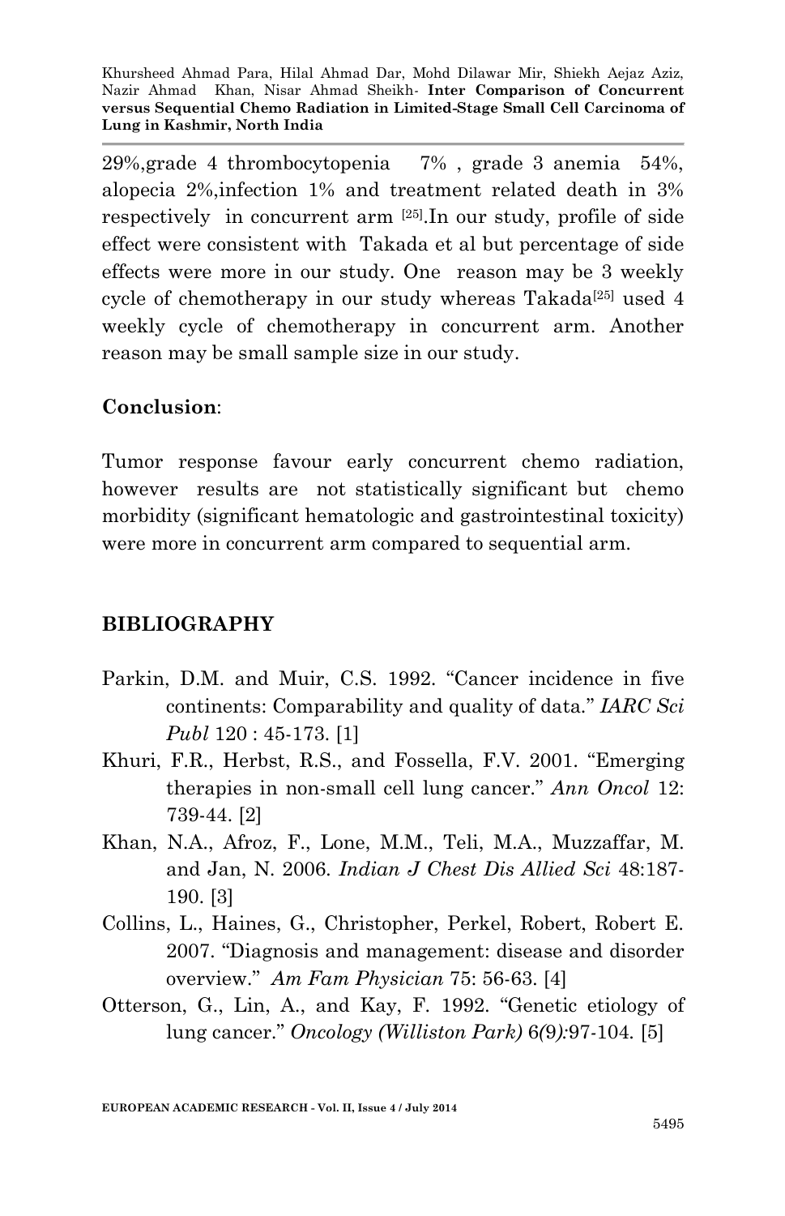29%,grade 4 thrombocytopenia 7% , grade 3 anemia 54%, alopecia 2%,infection 1% and treatment related death in 3% respectively in concurrent arm [25].In our study, profile of side effect were consistent with Takada et al but percentage of side effects were more in our study. One reason may be 3 weekly cycle of chemotherapy in our study whereas Takada[25] used 4 weekly cycle of chemotherapy in concurrent arm. Another reason may be small sample size in our study.

**Conclusion**:

Tumor response favour early concurrent chemo radiation, however results are not statistically significant but chemo morbidity (significant hematologic and gastrointestinal toxicity) were more in concurrent arm compared to sequential arm.

## BIBLIOGRAPHY

Parkin, D.M. and Muir, C.S. 1992. "Cancer incidence in five continents: Comparability and quality of data." *IARC Sci Publ* 120 : 45-173. [1]

Khuri, F.R., Herbst, R.S., and Fossella, F.V. 2001. "Emerging therapies in non-small cell lung cancer." *Ann Oncol* 12: 739-44. [2]

Khan, N.A., Afroz, F., Lone, M.M., Teli, M.A., Muzzaffar, M. and Jan, N. 2006. *Indian J Chest Dis Allied Sci* 48:187-190. [3]

Collins, L., Haines, G., Christopher, Perkel, Robert, Robert E. 2007. "Diagnosis and management: disease and disorder overview." *Am Fam Physician* 75: 56-63. [4]

Otterson, G., Lin, A., and Kay, F. 1992. "Genetic etiology of lung cancer." *Oncology (Williston Park)* 6*(*9*):*97-104. [5]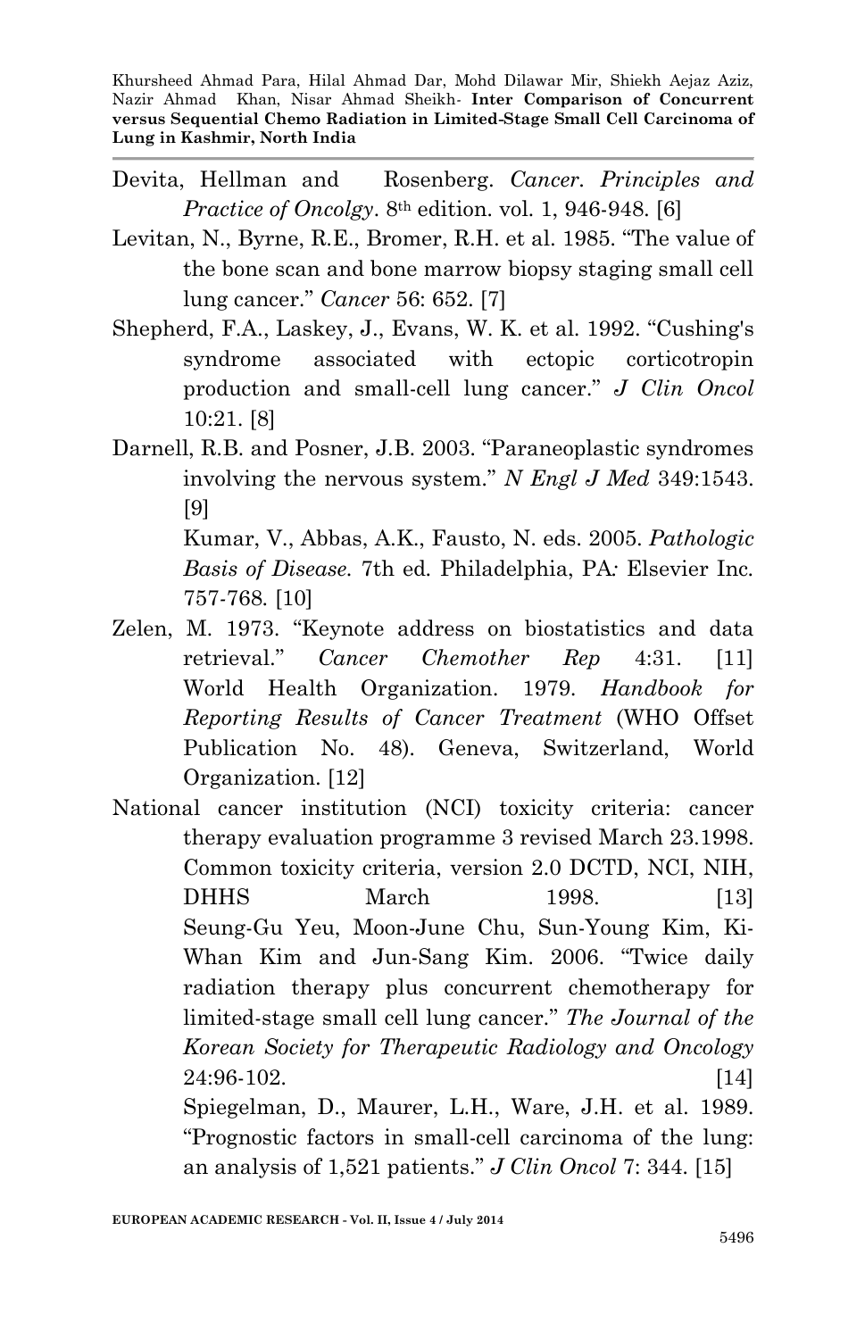Devita, Hellman and Rosenberg. *Cancer. Principles and Practice of Oncolgy*. 8th edition. vol. 1, 946-948. [6]

Levitan, N., Byrne, R.E., Bromer, R.H. et al. 1985. "The value of the bone scan and bone marrow biopsy staging small cell lung cancer." *Cancer* 56: 652. [7]

Shepherd, F.A., Laskey, J., Evans, W. K. et al. 1992. "Cushing's syndrome associated with ectopic corticotropin production and small-cell lung cancer." *J Clin Oncol* 10:21. [8]

Darnell, R.B. and Posner, J.B. 2003. "Paraneoplastic syndromes involving the nervous system." *N Engl J Med* 349:1543. [9]
Kumar, V., Abbas, A.K., Fausto, N. eds. 2005. *Pathologic Basis of Disease.* 7th ed. Philadelphia, PA*:* Elsevier Inc. 757-768. [10]

Zelen, M. 1973. "Keynote address on biostatistics and data retrieval." *Cancer Chemother Rep* 4:31. [11] World Health Organization. 1979. *Handbook for Reporting Results of Cancer Treatment* (WHO Offset Publication No. 48). Geneva, Switzerland, World Organization. [12]

National cancer institution (NCI) toxicity criteria: cancer therapy evaluation programme 3 revised March 23.1998. Common toxicity criteria, version 2.0 DCTD, NCI, NIH, DHHS March 1998. [13]
Seung-Gu Yeu, Moon-June Chu, Sun-Young Kim, Ki-Whan Kim and Jun-Sang Kim. 2006. "Twice daily radiation therapy plus concurrent chemotherapy for limited-stage small cell lung cancer." *The Journal of the Korean Society for Therapeutic Radiology and Oncology* 24:96-102. [14]
Spiegelman, D., Maurer, L.H., Ware, J.H. et al. 1989. "Prognostic factors in small-cell carcinoma of the lung: an analysis of 1,521 patients." *J Clin Oncol* 7: 344. [15]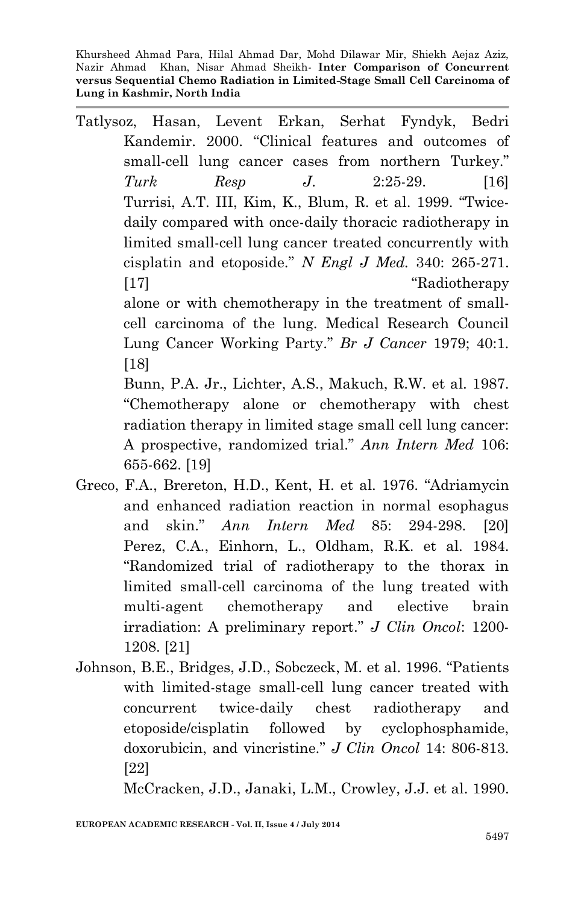Tatlysoz, Hasan, Levent Erkan, Serhat Fyndyk, Bedri Kandemir. 2000. "Clinical features and outcomes of small-cell lung cancer cases from northern Turkey." *Turk Resp J*. 2:25-29. [16]

Turrisi, A.T. III, Kim, K., Blum, R. et al. 1999. "Twice-daily compared with once-daily thoracic radiotherapy in limited small-cell lung cancer treated concurrently with cisplatin and etoposide." *N Engl J Med.* 340: 265-271. [17]

"Radiotherapy alone or with chemotherapy in the treatment of small-cell carcinoma of the lung. Medical Research Council Lung Cancer Working Party." *Br J Cancer* 1979; 40:1. [18]

Bunn, P.A. Jr., Lichter, A.S., Makuch, R.W. et al. 1987. "Chemotherapy alone or chemotherapy with chest radiation therapy in limited stage small cell lung cancer: A prospective, randomized trial." *Ann Intern Med* 106: 655-662. [19]

Greco, F.A., Brereton, H.D., Kent, H. et al. 1976. "Adriamycin and enhanced radiation reaction in normal esophagus and skin." *Ann Intern Med* 85: 294-298. [20]

Perez, C.A., Einhorn, L., Oldham, R.K. et al. 1984. "Randomized trial of radiotherapy to the thorax in limited small-cell carcinoma of the lung treated with multi-agent chemotherapy and elective brain irradiation: A preliminary report." *J Clin Oncol*: 1200-1208. [21]

Johnson, B.E., Bridges, J.D., Sobczeck, M. et al. 1996. "Patients with limited-stage small-cell lung cancer treated with concurrent twice-daily chest radiotherapy and etoposide/cisplatin followed by cyclophosphamide, doxorubicin, and vincristine." *J Clin Oncol* 14: 806-813. [22]

McCracken, J.D., Janaki, L.M., Crowley, J.J. et al. 1990.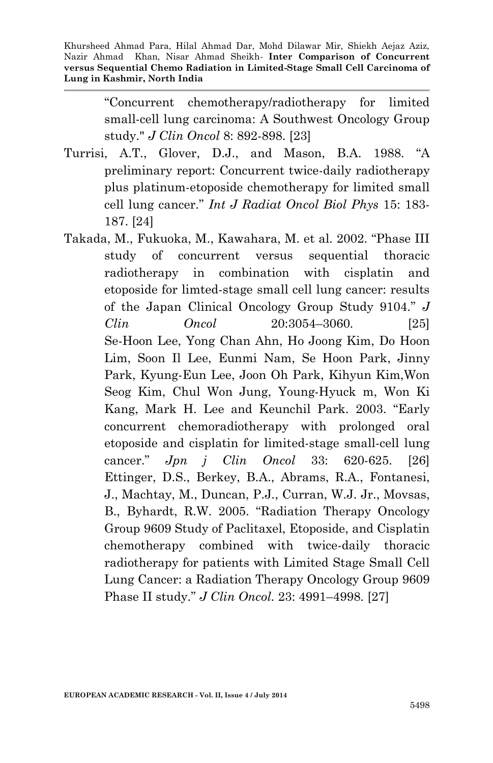"Concurrent chemotherapy/radiotherapy for limited small-cell lung carcinoma: A Southwest Oncology Group study." *J Clin Oncol* 8: 892-898. [23]

Turrisi, A.T., Glover, D.J., and Mason, B.A. 1988. "A preliminary report: Concurrent twice-daily radiotherapy plus platinum-etoposide chemotherapy for limited small cell lung cancer." *Int J Radiat Oncol Biol Phys* 15: 183-187. [24]

Takada, M., Fukuoka, M., Kawahara, M. et al. 2002. "Phase III study of concurrent versus sequential thoracic radiotherapy in combination with cisplatin and etoposide for limted-stage small cell lung cancer: results of the Japan Clinical Oncology Group Study 9104." *J Clin Oncol* 20:3054–3060. [25] Se-Hoon Lee, Yong Chan Ahn, Ho Joong Kim, Do Hoon Lim, Soon Il Lee, Eunmi Nam, Se Hoon Park, Jinny Park, Kyung-Eun Lee, Joon Oh Park, Kihyun Kim,Won Seog Kim, Chul Won Jung, Young-Hyuck m, Won Ki Kang, Mark H. Lee and Keunchil Park. 2003. "Early concurrent chemoradiotherapy with prolonged oral etoposide and cisplatin for limited-stage small-cell lung cancer." *Jpn j Clin Oncol* 33: 620-625. [26] Ettinger, D.S., Berkey, B.A., Abrams, R.A., Fontanesi, J., Machtay, M., Duncan, P.J., Curran, W.J. Jr., Movsas, B., Byhardt, R.W. 2005. "Radiation Therapy Oncology Group 9609 Study of Paclitaxel, Etoposide, and Cisplatin chemotherapy combined with twice-daily thoracic radiotherapy for patients with Limited Stage Small Cell Lung Cancer: a Radiation Therapy Oncology Group 9609 Phase II study." *J Clin Oncol.* 23: 4991–4998. [27]